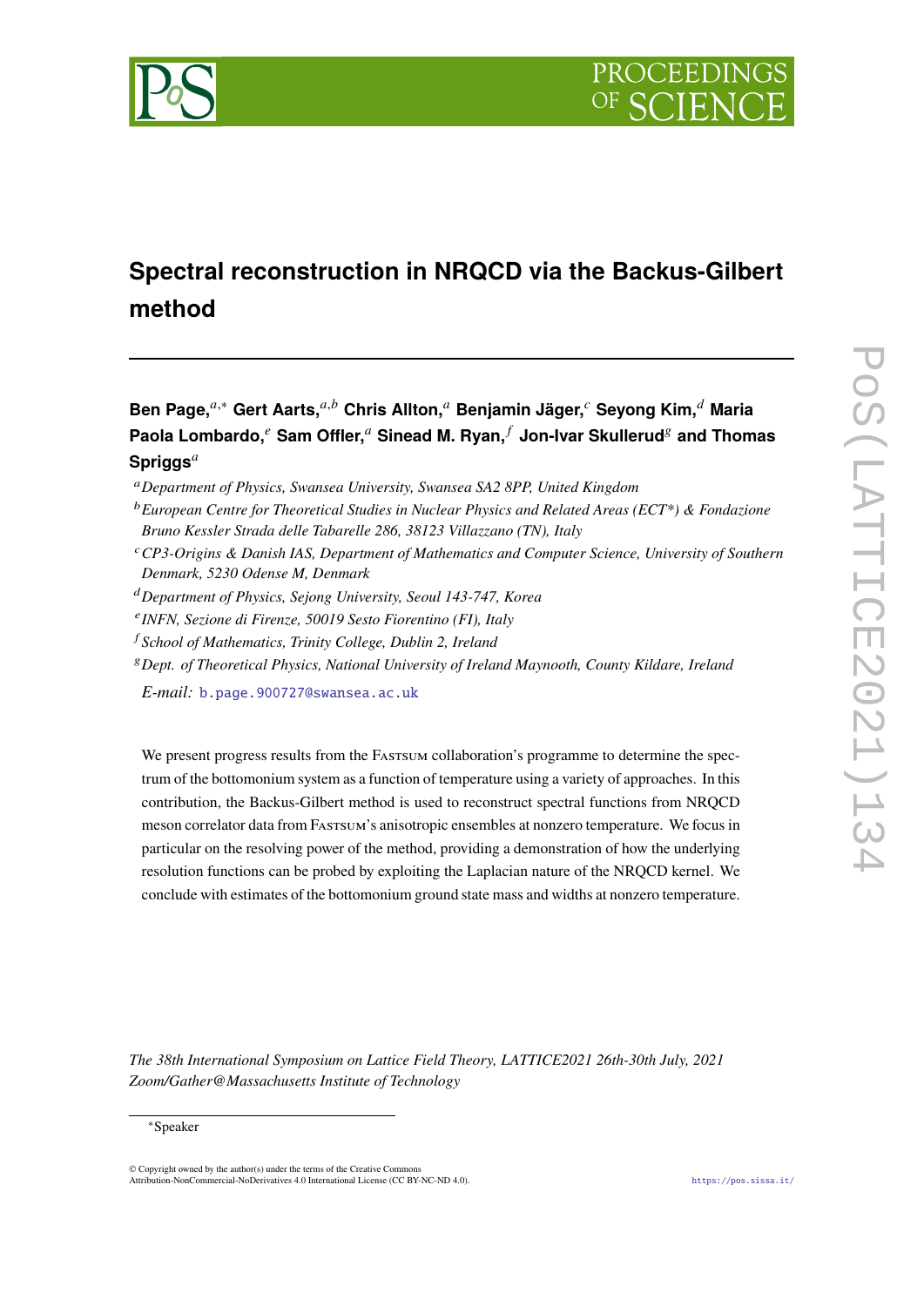# Spectral reconstruction in NRQCD via the Backus-Gilbert method

**Ben Page,[a,*] Gert Aarts,[a,b] Chris Allton,[a] Benjamin Jäger,[c] Seyong Kim,[d] Maria Paola Lombardo,[e] Sam Offler,[a] Sinead M. Ryan,[f] Jon-Ivar Skullerud[g] and Thomas Spriggs[a]**

[a] *Department of Physics, Swansea University, Swansea SA2 8PP, United Kingdom*

[b] *European Centre for Theoretical Studies in Nuclear Physics and Related Areas (ECT*) & Fondazione Bruno Kessler Strada delle Tabarelle 286, 38123 Villazzano (TN), Italy*

[c] *CP3-Origins & Danish IAS, Department of Mathematics and Computer Science, University of Southern Denmark, 5230 Odense M, Denmark*

[d] *Department of Physics, Sejong University, Seoul 143-747, Korea*

[e] *INFN, Sezione di Firenze, 50019 Sesto Fiorentino (FI), Italy*

[f] *School of Mathematics, Trinity College, Dublin 2, Ireland*

[g] *Dept. of Theoretical Physics, National University of Ireland Maynooth, County Kildare, Ireland*

*E-mail:* b.page.900727@swansea.ac.uk

We present progress results from the FASTSUM collaboration's programme to determine the spectrum of the bottomonium system as a function of temperature using a variety of approaches. In this contribution, the Backus-Gilbert method is used to reconstruct spectral functions from NRQCD meson correlator data from FASTSUM's anisotropic ensembles at nonzero temperature. We focus in particular on the resolving power of the method, providing a demonstration of how the underlying resolution functions can be probed by exploiting the Laplacian nature of the NRQCD kernel. We conclude with estimates of the bottomonium ground state mass and widths at nonzero temperature.

*The 38th International Symposium on Lattice Field Theory, LATTICE2021 26th-30th July, 2021 Zoom/Gather@Massachusetts Institute of Technology*

[*] Speaker

© Copyright owned by the author(s) under the terms of the Creative Commons Attribution-NonCommercial-NoDerivatives 4.0 International License (CC BY-NC-ND 4.0).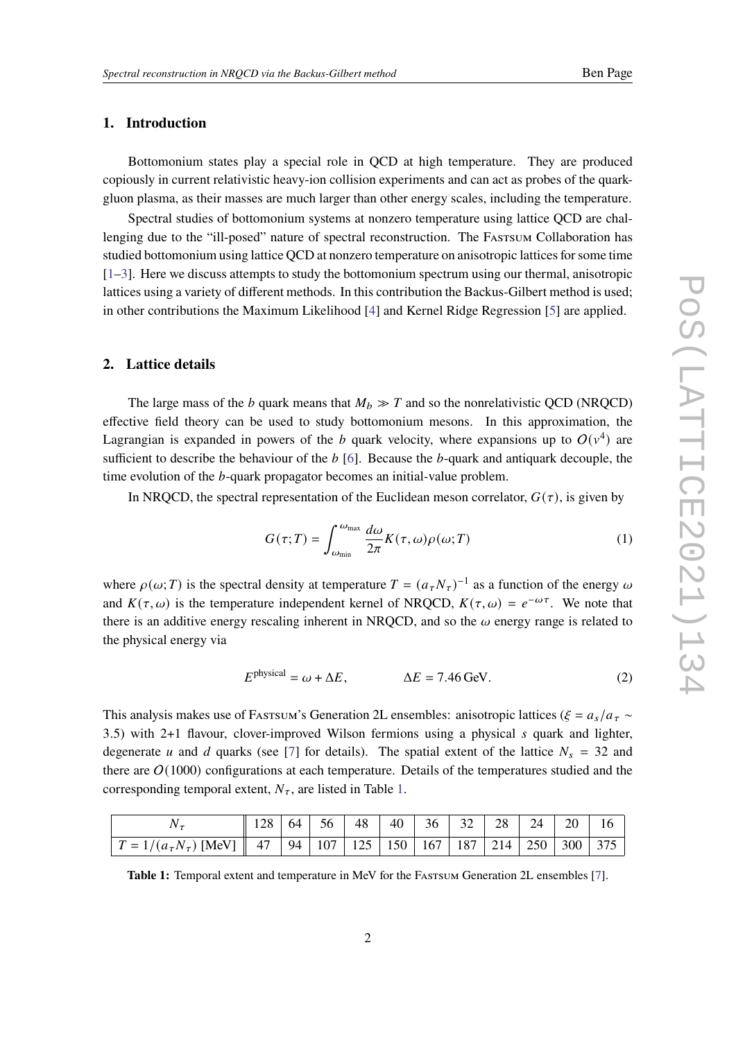## 1. Introduction

Bottomonium states play a special role in QCD at high temperature. They are produced copiously in current relativistic heavy-ion collision experiments and can act as probes of the quark-gluon plasma, as their masses are much larger than other energy scales, including the temperature.

Spectral studies of bottomonium systems at nonzero temperature using lattice QCD are challenging due to the "ill-posed" nature of spectral reconstruction. The Fastsum Collaboration has studied bottomonium using lattice QCD at nonzero temperature on anisotropic lattices for some time [1–3]. Here we discuss attempts to study the bottomonium spectrum using our thermal, anisotropic lattices using a variety of different methods. In this contribution the Backus-Gilbert method is used; in other contributions the Maximum Likelihood [4] and Kernel Ridge Regression [5] are applied.

## 2. Lattice details

The large mass of the $b$ quark means that $M_b \gg T$ and so the nonrelativistic QCD (NRQCD) effective field theory can be used to study bottomonium mesons. In this approximation, the Lagrangian is expanded in powers of the $b$ quark velocity, where expansions up to $O(v^4)$ are sufficient to describe the behaviour of the $b$ [6]. Because the $b$-quark and antiquark decouple, the time evolution of the $b$-quark propagator becomes an initial-value problem.

In NRQCD, the spectral representation of the Euclidean meson correlator, $G(\tau)$, is given by

$$G(\tau;T) = \int_{\omega_{\min}}^{\omega_{\max}} \frac{d\omega}{2\pi} K(\tau,\omega)\rho(\omega;T) \tag{1}$$

where $\rho(\omega;T)$ is the spectral density at temperature $T = (a_\tau N_\tau)^{-1}$ as a function of the energy $\omega$ and $K(\tau,\omega)$ is the temperature independent kernel of NRQCD, $K(\tau,\omega) = e^{-\omega\tau}$. We note that there is an additive energy rescaling inherent in NRQCD, and so the $\omega$ energy range is related to the physical energy via

$$E^{\text{physical}} = \omega + \Delta E, \qquad \Delta E = 7.46\,\text{GeV}. \tag{2}$$

This analysis makes use of Fastsum's Generation 2L ensembles: anisotropic lattices ($\xi = a_s/a_\tau \sim 3.5$) with 2+1 flavour, clover-improved Wilson fermions using a physical $s$ quark and lighter, degenerate $u$ and $d$ quarks (see [7] for details). The spatial extent of the lattice $N_s = 32$ and there are $O(1000)$ configurations at each temperature. Details of the temperatures studied and the corresponding temporal extent, $N_\tau$, are listed in Table 1.

| $N_\tau$ | 128 | 64 | 56 | 48 | 40 | 36 | 32 | 28 | 24 | 20 | 16 |
|---|---|---|---|---|---|---|---|---|---|---|---|
| $T = 1/(a_\tau N_\tau)$ [MeV] | 47 | 94 | 107 | 125 | 150 | 167 | 187 | 214 | 250 | 300 | 375 |

**Table 1:** Temporal extent and temperature in MeV for the Fastsum Generation 2L ensembles [7].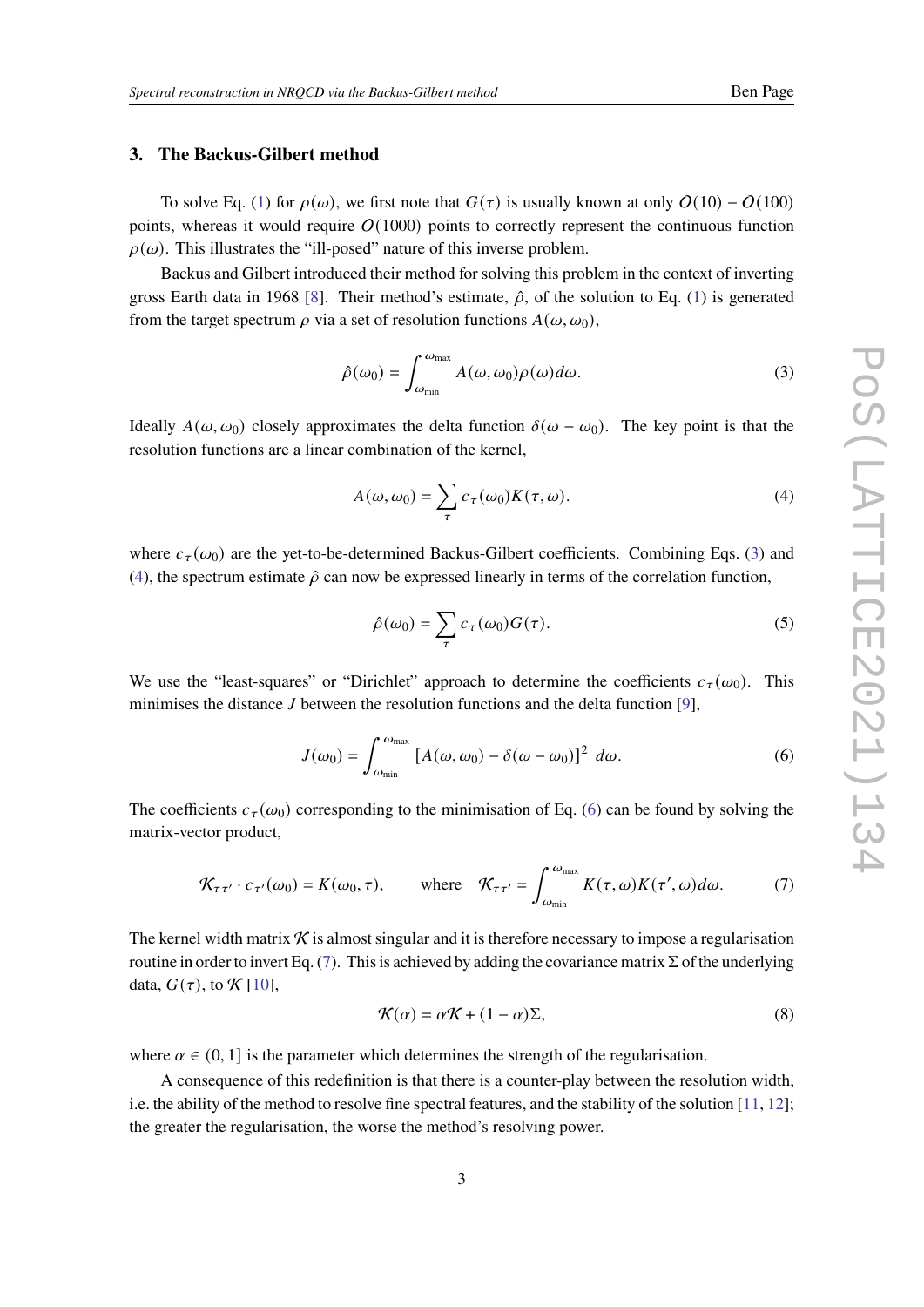## 3. The Backus-Gilbert method

To solve Eq. (1) for $\rho(\omega)$, we first note that $G(\tau)$ is usually known at only $O(10) - O(100)$ points, whereas it would require $O(1000)$ points to correctly represent the continuous function $\rho(\omega)$. This illustrates the "ill-posed" nature of this inverse problem.

Backus and Gilbert introduced their method for solving this problem in the context of inverting gross Earth data in 1968 [8]. Their method's estimate, $\hat{\rho}$, of the solution to Eq. (1) is generated from the target spectrum $\rho$ via a set of resolution functions $A(\omega, \omega_0)$,

$$\hat{\rho}(\omega_0) = \int_{\omega_{\min}}^{\omega_{\max}} A(\omega, \omega_0)\rho(\omega)d\omega. \tag{3}$$

Ideally $A(\omega, \omega_0)$ closely approximates the delta function $\delta(\omega - \omega_0)$. The key point is that the resolution functions are a linear combination of the kernel,

$$A(\omega, \omega_0) = \sum_{\tau} c_{\tau}(\omega_0) K(\tau, \omega). \tag{4}$$

where $c_{\tau}(\omega_0)$ are the yet-to-be-determined Backus-Gilbert coefficients. Combining Eqs. (3) and (4), the spectrum estimate $\hat{\rho}$ can now be expressed linearly in terms of the correlation function,

$$\hat{\rho}(\omega_0) = \sum_{\tau} c_{\tau}(\omega_0) G(\tau). \tag{5}$$

We use the "least-squares" or "Dirichlet" approach to determine the coefficients $c_{\tau}(\omega_0)$. This minimises the distance $J$ between the resolution functions and the delta function [9],

$$J(\omega_0) = \int_{\omega_{\min}}^{\omega_{\max}} \left[A(\omega, \omega_0) - \delta(\omega - \omega_0)\right]^2 \, d\omega. \tag{6}$$

The coefficients $c_{\tau}(\omega_0)$ corresponding to the minimisation of Eq. (6) can be found by solving the matrix-vector product,

$$\mathcal{K}_{\tau\tau'} \cdot c_{\tau'}(\omega_0) = K(\omega_0, \tau), \qquad \text{where} \quad \mathcal{K}_{\tau\tau'} = \int_{\omega_{\min}}^{\omega_{\max}} K(\tau, \omega) K(\tau', \omega) d\omega. \tag{7}$$

The kernel width matrix $\mathcal{K}$ is almost singular and it is therefore necessary to impose a regularisation routine in order to invert Eq. (7). This is achieved by adding the covariance matrix $\Sigma$ of the underlying data, $G(\tau)$, to $\mathcal{K}$ [10],

$$\mathcal{K}(\alpha) = \alpha\mathcal{K} + (1 - \alpha)\Sigma, \tag{8}$$

where $\alpha \in (0, 1]$ is the parameter which determines the strength of the regularisation.

A consequence of this redefinition is that there is a counter-play between the resolution width, i.e. the ability of the method to resolve fine spectral features, and the stability of the solution [11, 12]; the greater the regularisation, the worse the method's resolving power.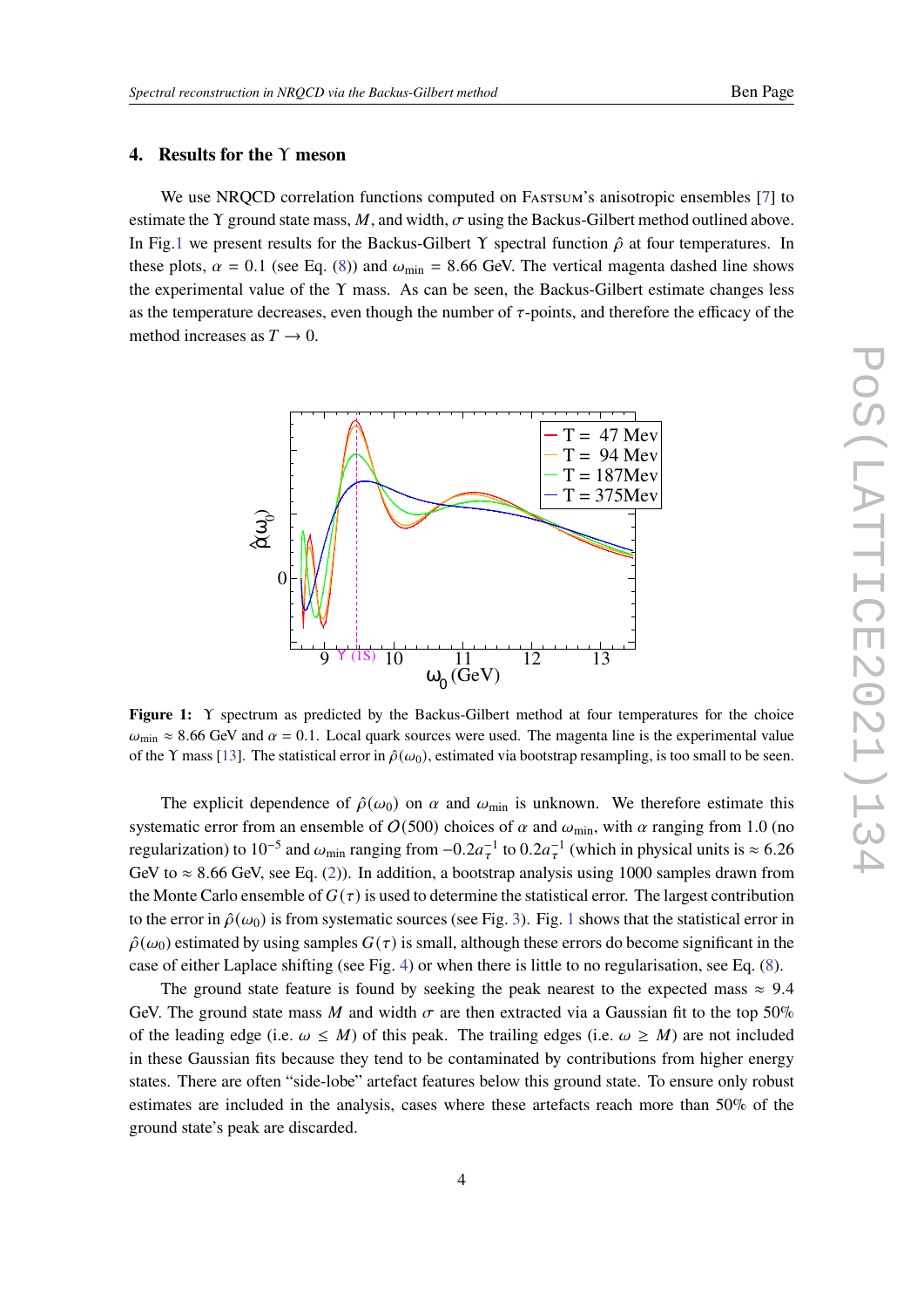## 4. Results for the $\Upsilon$ meson

We use NRQCD correlation functions computed on FASTSUM's anisotropic ensembles [7] to estimate the $\Upsilon$ ground state mass, $M$, and width, $\sigma$ using the Backus-Gilbert method outlined above. In Fig.1 we present results for the Backus-Gilbert $\Upsilon$ spectral function $\hat{\rho}$ at four temperatures. In these plots, $\alpha = 0.1$ (see Eq. (8)) and $\omega_{\text{min}} = 8.66$ GeV. The vertical magenta dashed line shows the experimental value of the $\Upsilon$ mass. As can be seen, the Backus-Gilbert estimate changes less as the temperature decreases, even though the number of $\tau$-points, and therefore the efficacy of the method increases as $T \to 0$.

**Figure 1:** $\Upsilon$ spectrum as predicted by the Backus-Gilbert method at four temperatures for the choice $\omega_{\text{min}} \approx 8.66$ GeV and $\alpha = 0.1$. Local quark sources were used. The magenta line is the experimental value of the $\Upsilon$ mass [13]. The statistical error in $\hat{\rho}(\omega_0)$, estimated via bootstrap resampling, is too small to be seen.

The explicit dependence of $\hat{\rho}(\omega_0)$ on $\alpha$ and $\omega_{\text{min}}$ is unknown. We therefore estimate this systematic error from an ensemble of $O(500)$ choices of $\alpha$ and $\omega_{\text{min}}$, with $\alpha$ ranging from 1.0 (no regularization) to $10^{-5}$ and $\omega_{\text{min}}$ ranging from $-0.2a_\tau^{-1}$ to $0.2a_\tau^{-1}$ (which in physical units is $\approx 6.26$ GeV to $\approx 8.66$ GeV, see Eq. (2)). In addition, a bootstrap analysis using 1000 samples drawn from the Monte Carlo ensemble of $G(\tau)$ is used to determine the statistical error. The largest contribution to the error in $\hat{\rho}(\omega_0)$ is from systematic sources (see Fig. 3). Fig. 1 shows that the statistical error in $\hat{\rho}(\omega_0)$ estimated by using samples $G(\tau)$ is small, although these errors do become significant in the case of either Laplace shifting (see Fig. 4) or when there is little to no regularisation, see Eq. (8).

The ground state feature is found by seeking the peak nearest to the expected mass $\approx 9.4$ GeV. The ground state mass $M$ and width $\sigma$ are then extracted via a Gaussian fit to the top 50% of the leading edge (i.e. $\omega \leq M$) of this peak. The trailing edges (i.e. $\omega \geq M$) are not included in these Gaussian fits because they tend to be contaminated by contributions from higher energy states. There are often "side-lobe" artefact features below this ground state. To ensure only robust estimates are included in the analysis, cases where these artefacts reach more than 50% of the ground state's peak are discarded.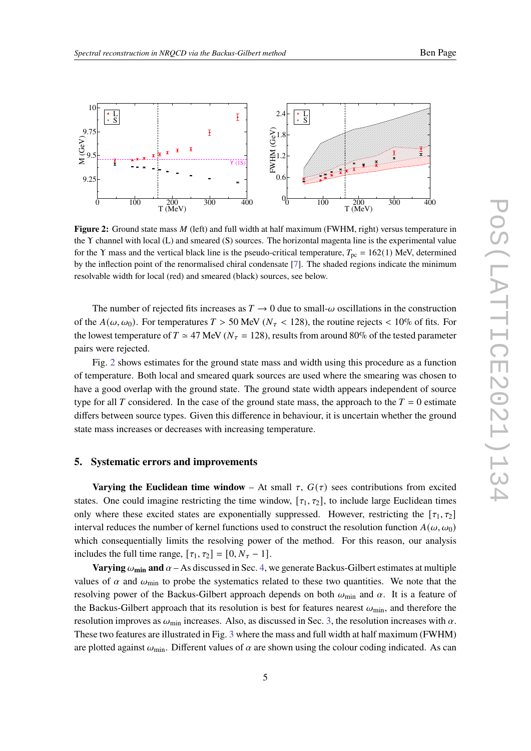**Figure 2:** Ground state mass $M$ (left) and full width at half maximum (FWHM, right) versus temperature in the $\Upsilon$ channel with local (L) and smeared (S) sources. The horizontal magenta line is the experimental value for the $\Upsilon$ mass and the vertical black line is the pseudo-critical temperature, $T_{\rm pc} = 162(1)$ MeV, determined by the inflection point of the renormalised chiral condensate [7]. The shaded regions indicate the minimum resolvable width for local (red) and smeared (black) sources, see below.

The number of rejected fits increases as $T \to 0$ due to small-$\omega$ oscillations in the construction of the $A(\omega, \omega_0)$. For temperatures $T > 50$ MeV ($N_\tau < 128$), the routine rejects $< 10\%$ of fits. For the lowest temperature of $T \simeq 47$ MeV ($N_\tau = 128$), results from around 80% of the tested parameter pairs were rejected.

Fig. 2 shows estimates for the ground state mass and width using this procedure as a function of temperature. Both local and smeared quark sources are used where the smearing was chosen to have a good overlap with the ground state. The ground state width appears independent of source type for all $T$ considered. In the case of the ground state mass, the approach to the $T = 0$ estimate differs between source types. Given this difference in behaviour, it is uncertain whether the ground state mass increases or decreases with increasing temperature.

## 5. Systematic errors and improvements

**Varying the Euclidean time window** – At small $\tau$, $G(\tau)$ sees contributions from excited states. One could imagine restricting the time window, $[\tau_1, \tau_2]$, to include large Euclidean times only where these excited states are exponentially suppressed. However, restricting the $[\tau_1, \tau_2]$ interval reduces the number of kernel functions used to construct the resolution function $A(\omega, \omega_0)$ which consequentially limits the resolving power of the method. For this reason, our analysis includes the full time range, $[\tau_1, \tau_2] = [0, N_\tau - 1]$.

**Varying $\omega_{\rm min}$ and $\alpha$** – As discussed in Sec. 4, we generate Backus-Gilbert estimates at multiple values of $\alpha$ and $\omega_{\rm min}$ to probe the systematics related to these two quantities. We note that the resolving power of the Backus-Gilbert approach depends on both $\omega_{\rm min}$ and $\alpha$. It is a feature of the Backus-Gilbert approach that its resolution is best for features nearest $\omega_{\rm min}$, and therefore the resolution improves as $\omega_{\rm min}$ increases. Also, as discussed in Sec. 3, the resolution increases with $\alpha$. These two features are illustrated in Fig. 3 where the mass and full width at half maximum (FWHM) are plotted against $\omega_{\rm min}$. Different values of $\alpha$ are shown using the colour coding indicated. As can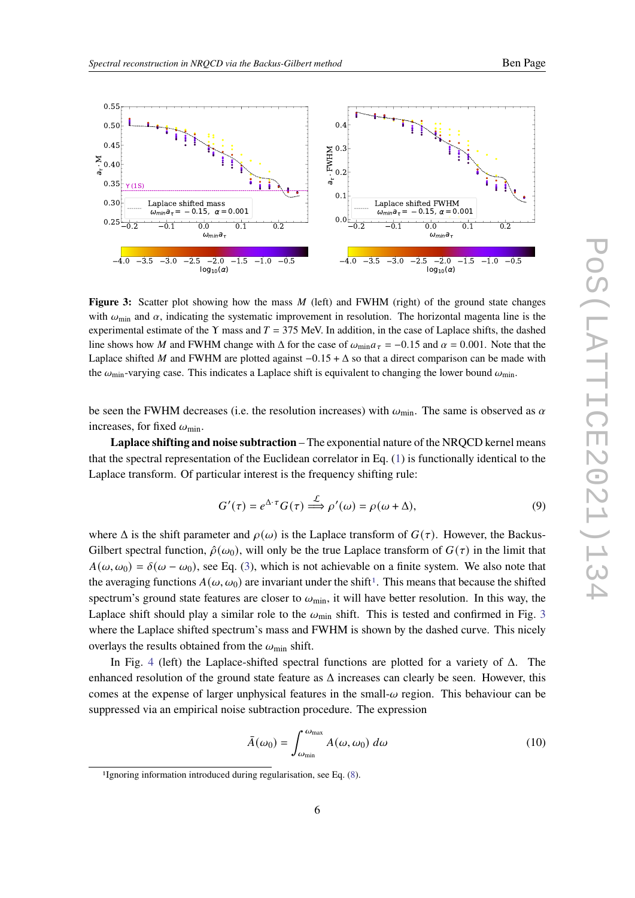**Figure 3:** Scatter plot showing how the mass $M$ (left) and FWHM (right) of the ground state changes with $\omega_{\min}$ and $\alpha$, indicating the systematic improvement in resolution. The horizontal magenta line is the experimental estimate of the $\Upsilon$ mass and $T = 375$ MeV. In addition, in the case of Laplace shifts, the dashed line shows how $M$ and FWHM change with $\Delta$ for the case of $\omega_{\min}a_\tau = -0.15$ and $\alpha = 0.001$. Note that the Laplace shifted $M$ and FWHM are plotted against $-0.15 + \Delta$ so that a direct comparison can be made with the $\omega_{\min}$-varying case. This indicates a Laplace shift is equivalent to changing the lower bound $\omega_{\min}$.

be seen the FWHM decreases (i.e. the resolution increases) with $\omega_{\min}$. The same is observed as $\alpha$ increases, for fixed $\omega_{\min}$.

**Laplace shifting and noise subtraction** – The exponential nature of the NRQCD kernel means that the spectral representation of the Euclidean correlator in Eq. (1) is functionally identical to the Laplace transform. Of particular interest is the frequency shifting rule:

$$G'(\tau) = e^{\Delta \cdot \tau} G(\tau) \overset{\mathcal{L}}{\Longrightarrow} \rho'(\omega) = \rho(\omega + \Delta), \tag{9}$$

where $\Delta$ is the shift parameter and $\rho(\omega)$ is the Laplace transform of $G(\tau)$. However, the Backus-Gilbert spectral function, $\hat{\rho}(\omega_0)$, will only be the true Laplace transform of $G(\tau)$ in the limit that $A(\omega, \omega_0) = \delta(\omega - \omega_0)$, see Eq. (3), which is not achievable on a finite system. We also note that the averaging functions $A(\omega, \omega_0)$ are invariant under the shift[1]. This means that because the shifted spectrum's ground state features are closer to $\omega_{\min}$, it will have better resolution. In this way, the Laplace shift should play a similar role to the $\omega_{\min}$ shift. This is tested and confirmed in Fig. 3 where the Laplace shifted spectrum's mass and FWHM is shown by the dashed curve. This nicely overlays the results obtained from the $\omega_{\min}$ shift.

In Fig. 4 (left) the Laplace-shifted spectral functions are plotted for a variety of $\Delta$. The enhanced resolution of the ground state feature as $\Delta$ increases can clearly be seen. However, this comes at the expense of larger unphysical features in the small-$\omega$ region. This behaviour can be suppressed via an empirical noise subtraction procedure. The expression

$$\bar{A}(\omega_0) = \int_{\omega_{\min}}^{\omega_{\max}} A(\omega, \omega_0)\, d\omega \tag{10}$$

[1] Ignoring information introduced during regularisation, see Eq. (8).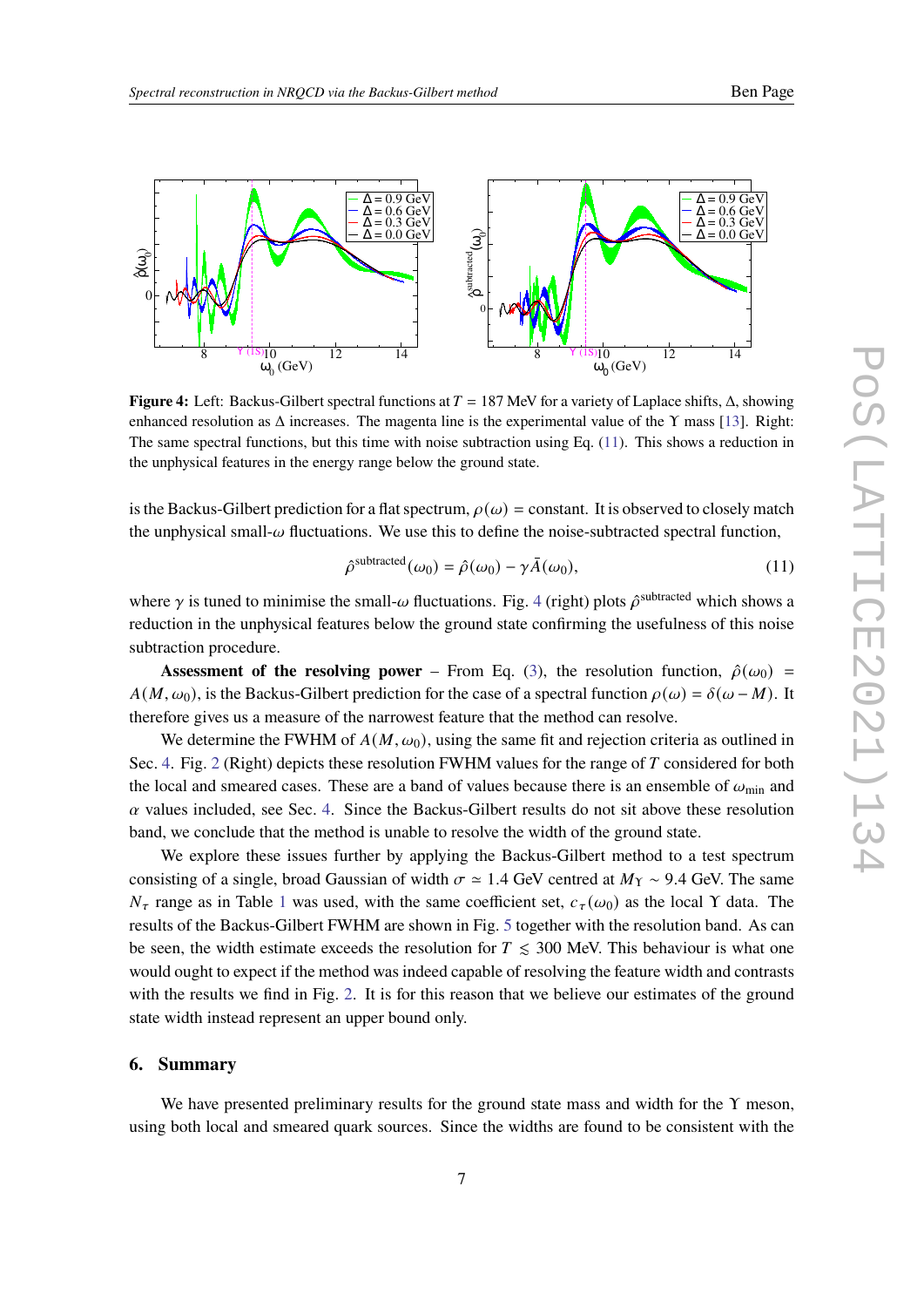**Figure 4:** Left: Backus-Gilbert spectral functions at $T = 187$ MeV for a variety of Laplace shifts, $\Delta$, showing enhanced resolution as $\Delta$ increases. The magenta line is the experimental value of the $\Upsilon$ mass [13]. Right: The same spectral functions, but this time with noise subtraction using Eq. (11). This shows a reduction in the unphysical features in the energy range below the ground state.

is the Backus-Gilbert prediction for a flat spectrum, $\rho(\omega) = \text{constant}$. It is observed to closely match the unphysical small-$\omega$ fluctuations. We use this to define the noise-subtracted spectral function,

$$\hat{\rho}^{\text{subtracted}}(\omega_0) = \hat{\rho}(\omega_0) - \gamma \bar{A}(\omega_0), \tag{11}$$

where $\gamma$ is tuned to minimise the small-$\omega$ fluctuations. Fig. 4 (right) plots $\hat{\rho}^{\text{subtracted}}$ which shows a reduction in the unphysical features below the ground state confirming the usefulness of this noise subtraction procedure.

**Assessment of the resolving power** – From Eq. (3), the resolution function, $\hat{\rho}(\omega_0) = A(M, \omega_0)$, is the Backus-Gilbert prediction for the case of a spectral function $\rho(\omega) = \delta(\omega - M)$. It therefore gives us a measure of the narrowest feature that the method can resolve.

We determine the FWHM of $A(M, \omega_0)$, using the same fit and rejection criteria as outlined in Sec. 4. Fig. 2 (Right) depicts these resolution FWHM values for the range of $T$ considered for both the local and smeared cases. These are a band of values because there is an ensemble of $\omega_{\text{min}}$ and $\alpha$ values included, see Sec. 4. Since the Backus-Gilbert results do not sit above these resolution band, we conclude that the method is unable to resolve the width of the ground state.

We explore these issues further by applying the Backus-Gilbert method to a test spectrum consisting of a single, broad Gaussian of width $\sigma \simeq 1.4$ GeV centred at $M_\Upsilon \sim 9.4$ GeV. The same $N_\tau$ range as in Table 1 was used, with the same coefficient set, $c_\tau(\omega_0)$ as the local $\Upsilon$ data. The results of the Backus-Gilbert FWHM are shown in Fig. 5 together with the resolution band. As can be seen, the width estimate exceeds the resolution for $T \lesssim 300$ MeV. This behaviour is what one would ought to expect if the method was indeed capable of resolving the feature width and contrasts with the results we find in Fig. 2. It is for this reason that we believe our estimates of the ground state width instead represent an upper bound only.

## 6. Summary

We have presented preliminary results for the ground state mass and width for the $\Upsilon$ meson, using both local and smeared quark sources. Since the widths are found to be consistent with the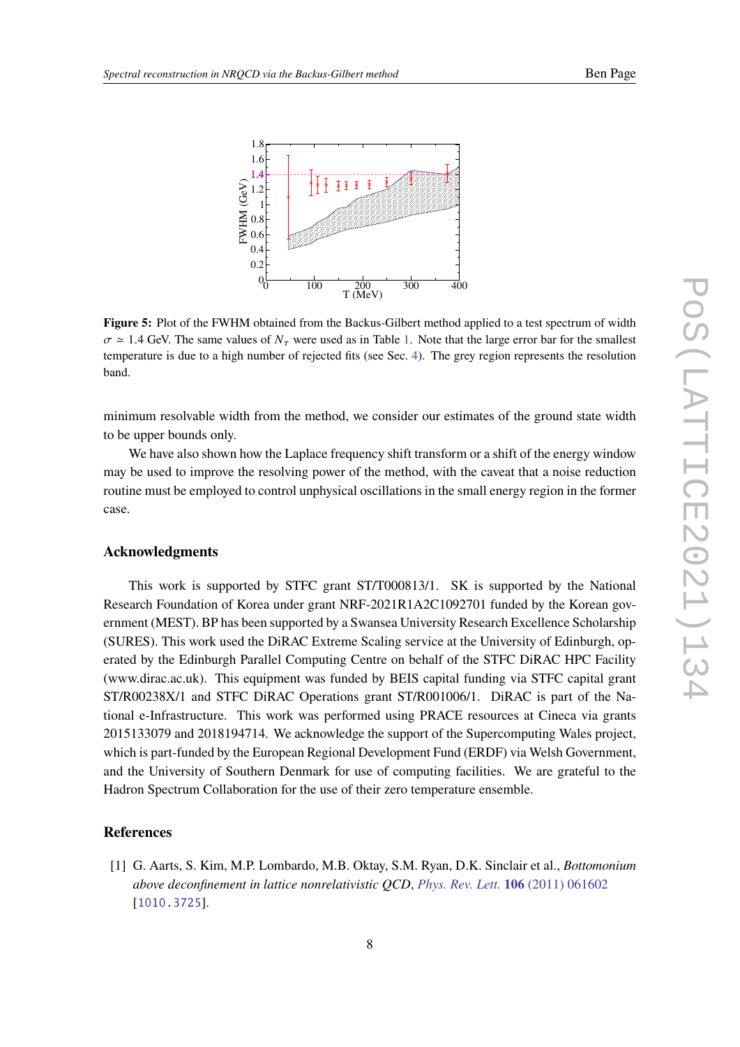**Figure 5:** Plot of the FWHM obtained from the Backus-Gilbert method applied to a test spectrum of width $\sigma \simeq 1.4$ GeV. The same values of $N_\tau$ were used as in Table 1. Note that the large error bar for the smallest temperature is due to a high number of rejected fits (see Sec. 4). The grey region represents the resolution band.

minimum resolvable width from the method, we consider our estimates of the ground state width to be upper bounds only.

We have also shown how the Laplace frequency shift transform or a shift of the energy window may be used to improve the resolving power of the method, with the caveat that a noise reduction routine must be employed to control unphysical oscillations in the small energy region in the former case.

### Acknowledgments

This work is supported by STFC grant ST/T000813/1. SK is supported by the National Research Foundation of Korea under grant NRF-2021R1A2C1092701 funded by the Korean government (MEST). BP has been supported by a Swansea University Research Excellence Scholarship (SURES). This work used the DiRAC Extreme Scaling service at the University of Edinburgh, operated by the Edinburgh Parallel Computing Centre on behalf of the STFC DiRAC HPC Facility (www.dirac.ac.uk). This equipment was funded by BEIS capital funding via STFC capital grant ST/R00238X/1 and STFC DiRAC Operations grant ST/R001006/1. DiRAC is part of the National e-Infrastructure. This work was performed using PRACE resources at Cineca via grants 2015133079 and 2018194714. We acknowledge the support of the Supercomputing Wales project, which is part-funded by the European Regional Development Fund (ERDF) via Welsh Government, and the University of Southern Denmark for use of computing facilities. We are grateful to the Hadron Spectrum Collaboration for the use of their zero temperature ensemble.

### References

[1] G. Aarts, S. Kim, M.P. Lombardo, M.B. Oktay, S.M. Ryan, D.K. Sinclair et al., *Bottomonium above deconfinement in lattice nonrelativistic QCD*, *Phys. Rev. Lett.* **106** (2011) 061602 [1010.3725].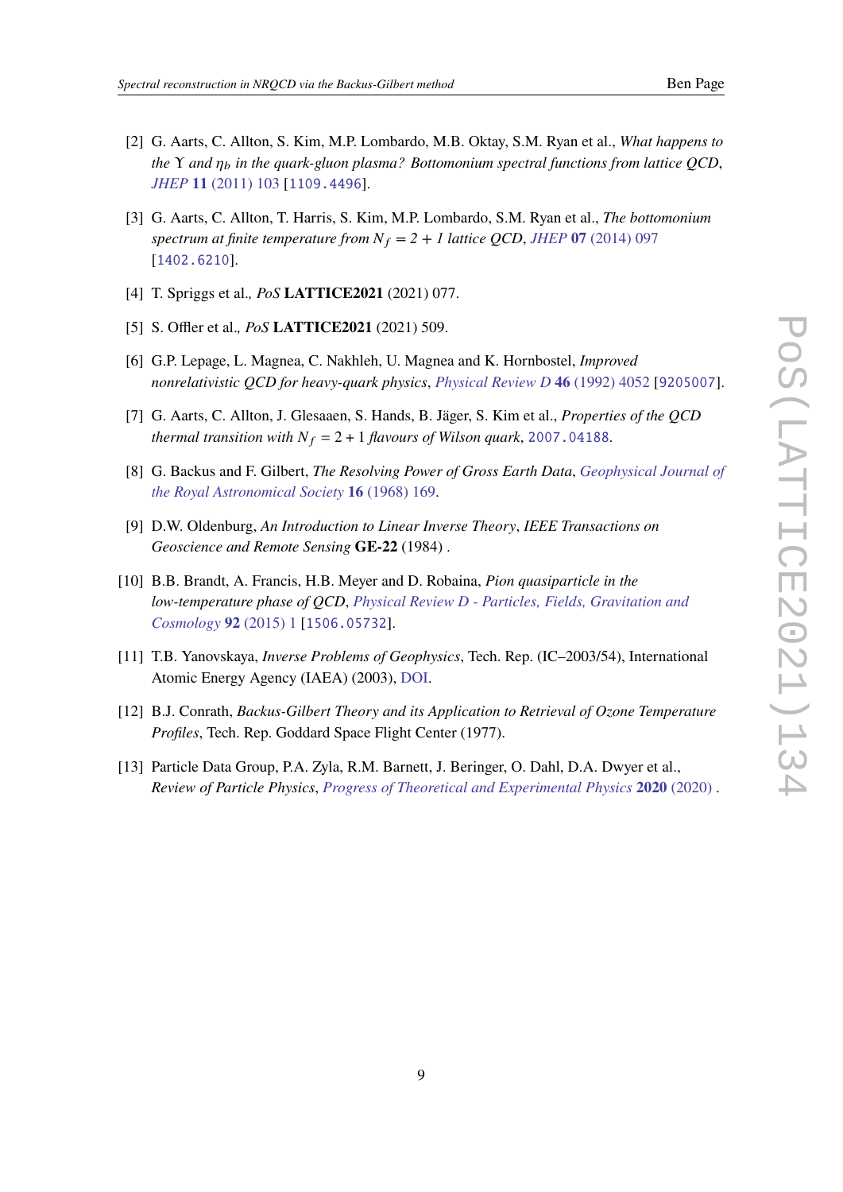[2] G. Aarts, C. Allton, S. Kim, M.P. Lombardo, M.B. Oktay, S.M. Ryan et al., *What happens to the $\Upsilon$ and $\eta_b$ in the quark-gluon plasma? Bottomonium spectral functions from lattice QCD*, *JHEP* **11** (2011) 103 [1109.4496].

[3] G. Aarts, C. Allton, T. Harris, S. Kim, M.P. Lombardo, S.M. Ryan et al., *The bottomonium spectrum at finite temperature from $N_f = 2 + 1$ lattice QCD*, *JHEP* **07** (2014) 097 [1402.6210].

[4] T. Spriggs et al., *PoS* **LATTICE2021** (2021) 077.

[5] S. Offler et al., *PoS* **LATTICE2021** (2021) 509.

[6] G.P. Lepage, L. Magnea, C. Nakhleh, U. Magnea and K. Hornbostel, *Improved nonrelativistic QCD for heavy-quark physics*, *Physical Review D* **46** (1992) 4052 [9205007].

[7] G. Aarts, C. Allton, J. Glesaaen, S. Hands, B. Jäger, S. Kim et al., *Properties of the QCD thermal transition with $N_f = 2 + 1$ flavours of Wilson quark*, 2007.04188.

[8] G. Backus and F. Gilbert, *The Resolving Power of Gross Earth Data*, *Geophysical Journal of the Royal Astronomical Society* **16** (1968) 169.

[9] D.W. Oldenburg, *An Introduction to Linear Inverse Theory*, *IEEE Transactions on Geoscience and Remote Sensing* **GE-22** (1984) .

[10] B.B. Brandt, A. Francis, H.B. Meyer and D. Robaina, *Pion quasiparticle in the low-temperature phase of QCD*, *Physical Review D - Particles, Fields, Gravitation and Cosmology* **92** (2015) 1 [1506.05732].

[11] T.B. Yanovskaya, *Inverse Problems of Geophysics*, Tech. Rep. (IC–2003/54), International Atomic Energy Agency (IAEA) (2003), DOI.

[12] B.J. Conrath, *Backus-Gilbert Theory and its Application to Retrieval of Ozone Temperature Profiles*, Tech. Rep. Goddard Space Flight Center (1977).

[13] Particle Data Group, P.A. Zyla, R.M. Barnett, J. Beringer, O. Dahl, D.A. Dwyer et al., *Review of Particle Physics*, *Progress of Theoretical and Experimental Physics* **2020** (2020) .